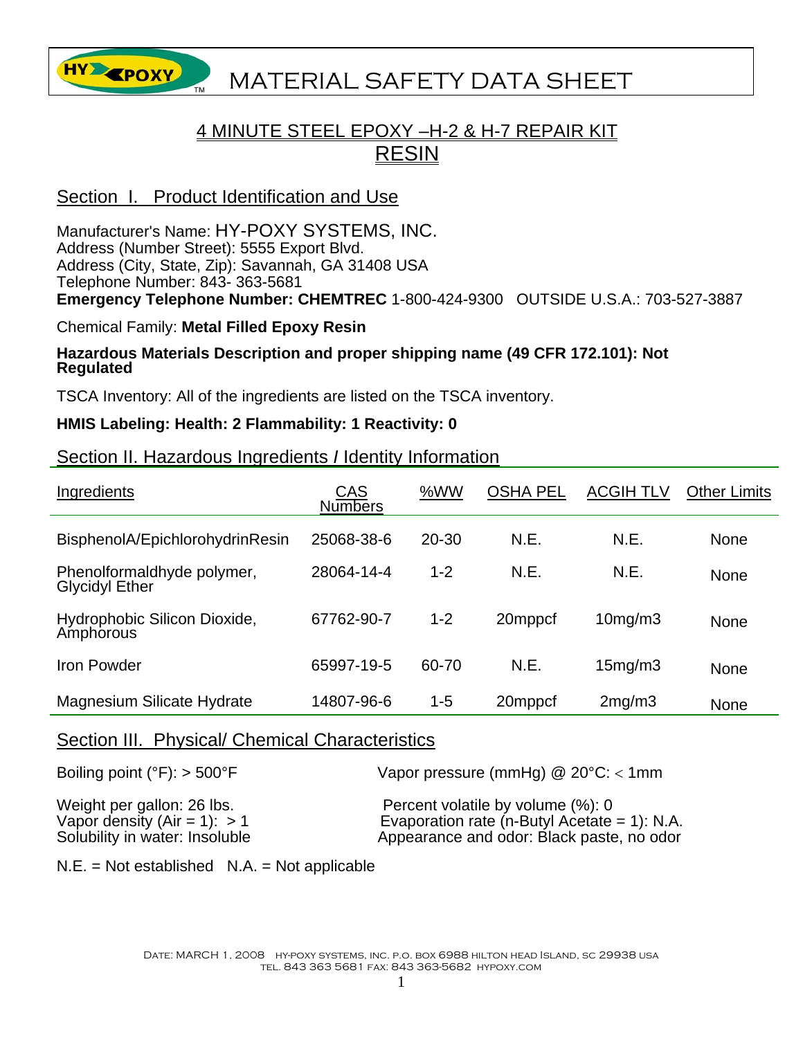# MATERIAL SAFETY DATA SHEET

## 4 MINUTE STEEL EPOXY –H-2 & H-7 REPAIR KIT

## RESIN

## Section I. Product Identification and Use

Manufacturer's Name: HY-POXY SYSTEMS, INC.
Address (Number Street): 5555 Export Blvd.
Address (City, State, Zip): Savannah, GA 31408 USA
Telephone Number: 843- 363-5681
**Emergency Telephone Number: CHEMTREC** 1-800-424-9300 OUTSIDE U.S.A.: 703-527-3887

Chemical Family: **Metal Filled Epoxy Resin**

**Hazardous Materials Description and proper shipping name (49 CFR 172.101): Not Regulated**

TSCA Inventory: All of the ingredients are listed on the TSCA inventory.

**HMIS Labeling: Health: 2 Flammability: 1 Reactivity: 0**

## Section II. Hazardous Ingredients / Identity Information

| Ingredients | CAS Numbers | %WW | OSHA PEL | ACGIH TLV | Other Limits |
|---|---|---|---|---|---|
| BisphenolA/EpichlorohydrinResin | 25068-38-6 | 20-30 | N.E. | N.E. | None |
| Phenolformaldhyde polymer, Glycidyl Ether | 28064-14-4 | 1-2 | N.E. | N.E. | None |
| Hydrophobic Silicon Dioxide, Amphorous | 67762-90-7 | 1-2 | 20mppcf | 10mg/m3 | None |
| Iron Powder | 65997-19-5 | 60-70 | N.E. | 15mg/m3 | None |
| Magnesium Silicate Hydrate | 14807-96-6 | 1-5 | 20mppcf | 2mg/m3 | None |

## Section III. Physical/ Chemical Characteristics

Boiling point (°F): > 500°F

Vapor pressure (mmHg) @ 20°C: < 1mm

Weight per gallon: 26 lbs.

Percent volatile by volume (%): 0

Vapor density (Air = 1): > 1

Evaporation rate (n-Butyl Acetate = 1): N.A.

Solubility in water: Insoluble

Appearance and odor: Black paste, no odor

N.E. = Not established N.A. = Not applicable

Date: MARCH 1, 2008 HY-POXY SYSTEMS, INC. P.O. BOX 6988 HILTON HEAD ISLAND, SC 29938 USA
TEL. 843 363 5681 FAX: 843 363-5682 HYPOXY.COM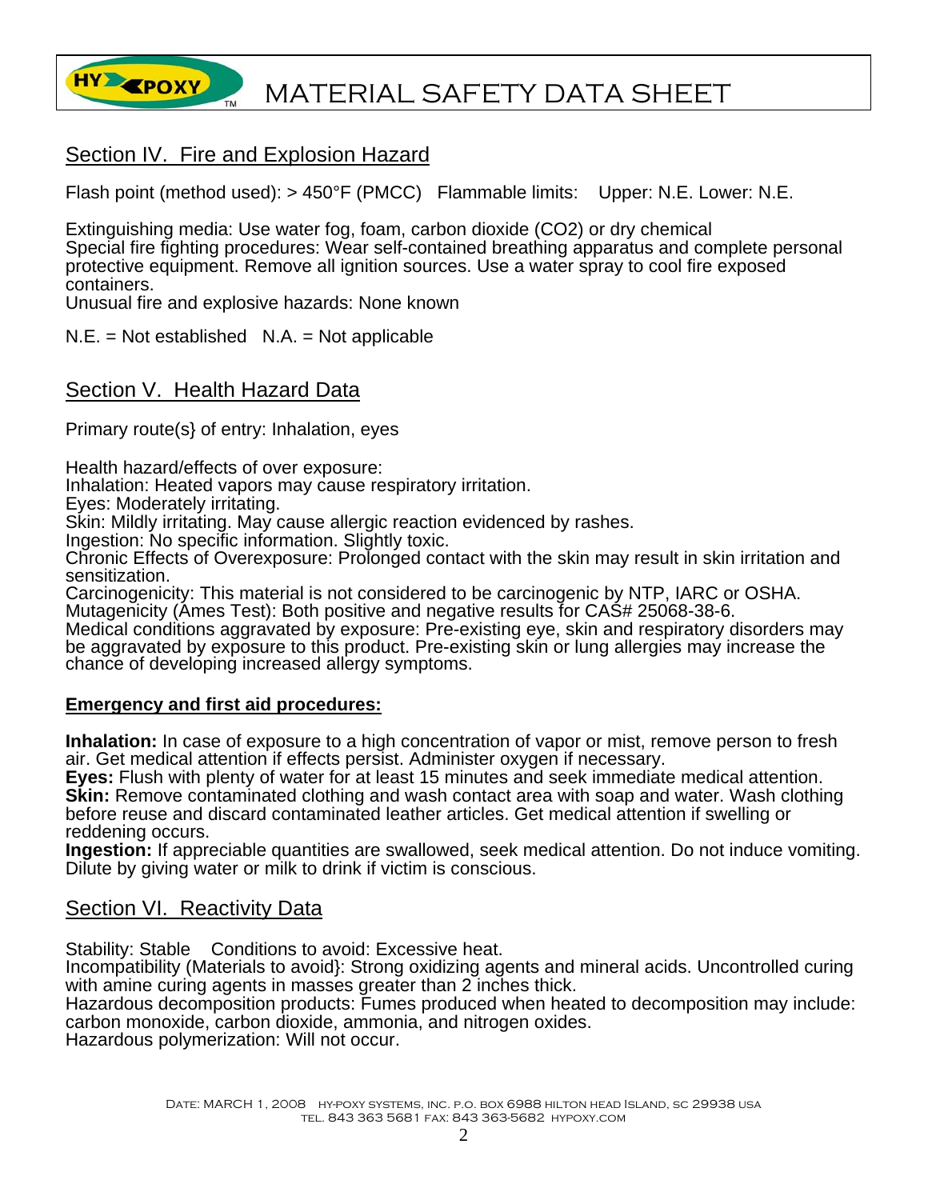## Section IV. Fire and Explosion Hazard

Flash point (method used): > 450°F (PMCC)   Flammable limits:   Upper: N.E. Lower: N.E.

Extinguishing media: Use water fog, foam, carbon dioxide ($CO_2$) or dry chemical
Special fire fighting procedures: Wear self-contained breathing apparatus and complete personal protective equipment. Remove all ignition sources. Use a water spray to cool fire exposed containers.
Unusual fire and explosive hazards: None known

N.E. = Not established   N.A. = Not applicable

## Section V. Health Hazard Data

Primary route(s} of entry: Inhalation, eyes

Health hazard/effects of over exposure:
Inhalation: Heated vapors may cause respiratory irritation.
Eyes: Moderately irritating.
Skin: Mildly irritating. May cause allergic reaction evidenced by rashes.
Ingestion: No specific information. Slightly toxic.
Chronic Effects of Overexposure: Prolonged contact with the skin may result in skin irritation and sensitization.
Carcinogenicity: This material is not considered to be carcinogenic by NTP, IARC or OSHA.
Mutagenicity (Ames Test): Both positive and negative results for CAS# 25068-38-6.
Medical conditions aggravated by exposure: Pre-existing eye, skin and respiratory disorders may be aggravated by exposure to this product. Pre-existing skin or lung allergies may increase the chance of developing increased allergy symptoms.

**Emergency and first aid procedures:**

**Inhalation:** In case of exposure to a high concentration of vapor or mist, remove person to fresh air. Get medical attention if effects persist. Administer oxygen if necessary.
**Eyes:** Flush with plenty of water for at least 15 minutes and seek immediate medical attention.
**Skin:** Remove contaminated clothing and wash contact area with soap and water. Wash clothing before reuse and discard contaminated leather articles. Get medical attention if swelling or reddening occurs.
**Ingestion:** If appreciable quantities are swallowed, seek medical attention. Do not induce vomiting. Dilute by giving water or milk to drink if victim is conscious.

## Section VI. Reactivity Data

Stability: Stable   Conditions to avoid: Excessive heat.
Incompatibility (Materials to avoid}: Strong oxidizing agents and mineral acids. Uncontrolled curing with amine curing agents in masses greater than 2 inches thick.
Hazardous decomposition products: Fumes produced when heated to decomposition may include: carbon monoxide, carbon dioxide, ammonia, and nitrogen oxides.
Hazardous polymerization: Will not occur.

Date: MARCH 1, 2008   HY-POXY SYSTEMS, INC. P.O. BOX 6988 HILTON HEAD ISLAND, SC 29938 USA
TEL. 843 363 5681 FAX: 843 363-5682 HYPOXY.COM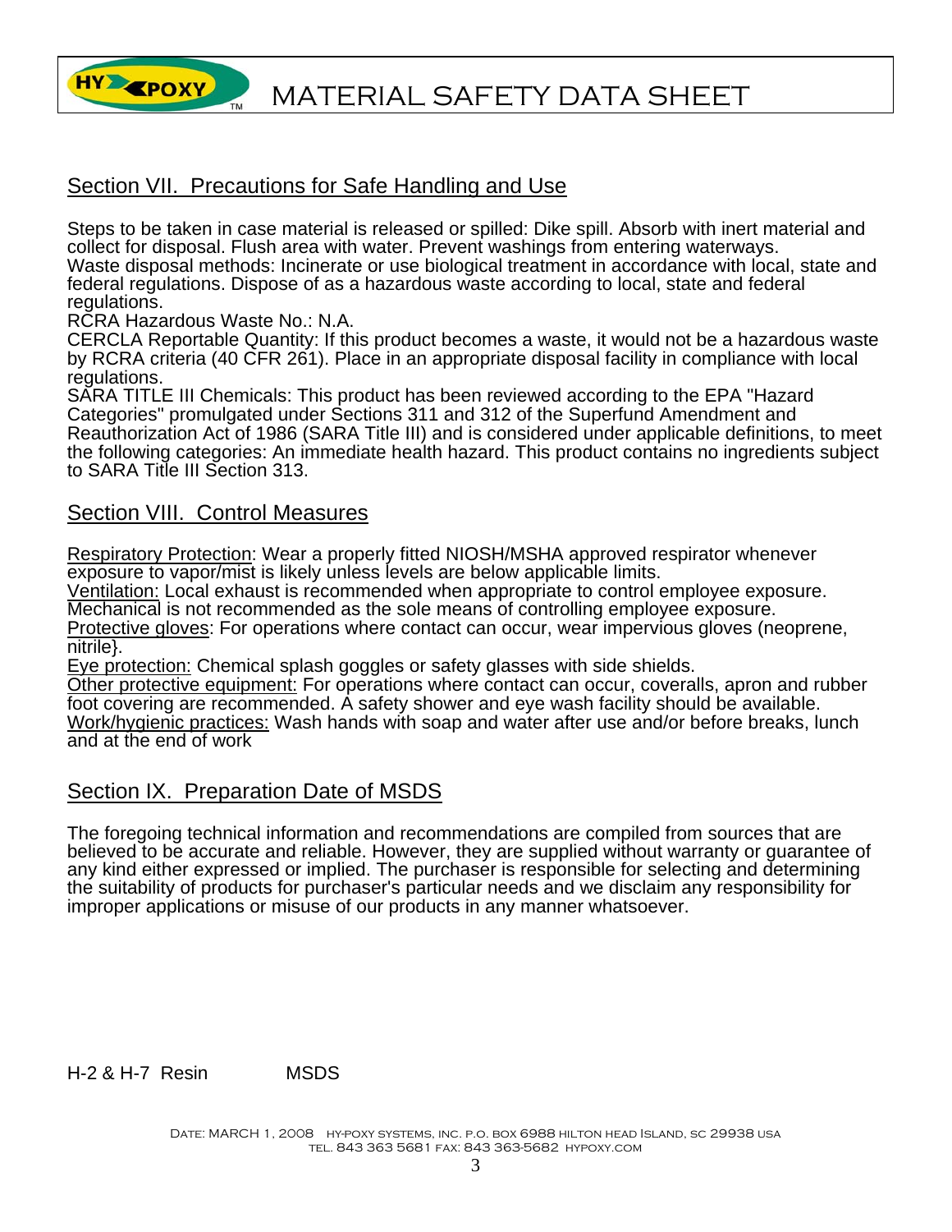## Section VII. Precautions for Safe Handling and Use

Steps to be taken in case material is released or spilled: Dike spill. Absorb with inert material and collect for disposal. Flush area with water. Prevent washings from entering waterways.
Waste disposal methods: Incinerate or use biological treatment in accordance with local, state and federal regulations. Dispose of as a hazardous waste according to local, state and federal regulations.
RCRA Hazardous Waste No.: N.A.
CERCLA Reportable Quantity: If this product becomes a waste, it would not be a hazardous waste by RCRA criteria (40 CFR 261). Place in an appropriate disposal facility in compliance with local regulations.
SARA TITLE III Chemicals: This product has been reviewed according to the EPA "Hazard Categories" promulgated under Sections 311 and 312 of the Superfund Amendment and Reauthorization Act of 1986 (SARA Title III) and is considered under applicable definitions, to meet the following categories: An immediate health hazard. This product contains no ingredients subject to SARA Title III Section 313.

## Section VIII. Control Measures

Respiratory Protection: Wear a properly fitted NIOSH/MSHA approved respirator whenever exposure to vapor/mist is likely unless levels are below applicable limits.
Ventilation: Local exhaust is recommended when appropriate to control employee exposure. Mechanical is not recommended as the sole means of controlling employee exposure.
Protective gloves: For operations where contact can occur, wear impervious gloves (neoprene, nitrile}.
Eye protection: Chemical splash goggles or safety glasses with side shields.
Other protective equipment: For operations where contact can occur, coveralls, apron and rubber foot covering are recommended. A safety shower and eye wash facility should be available.
Work/hygienic practices: Wash hands with soap and water after use and/or before breaks, lunch and at the end of work

## Section IX. Preparation Date of MSDS

The foregoing technical information and recommendations are compiled from sources that are believed to be accurate and reliable. However, they are supplied without warranty or guarantee of any kind either expressed or implied. The purchaser is responsible for selecting and determining the suitability of products for purchaser's particular needs and we disclaim any responsibility for improper applications or misuse of our products in any manner whatsoever.

H-2 & H-7 Resin MSDS